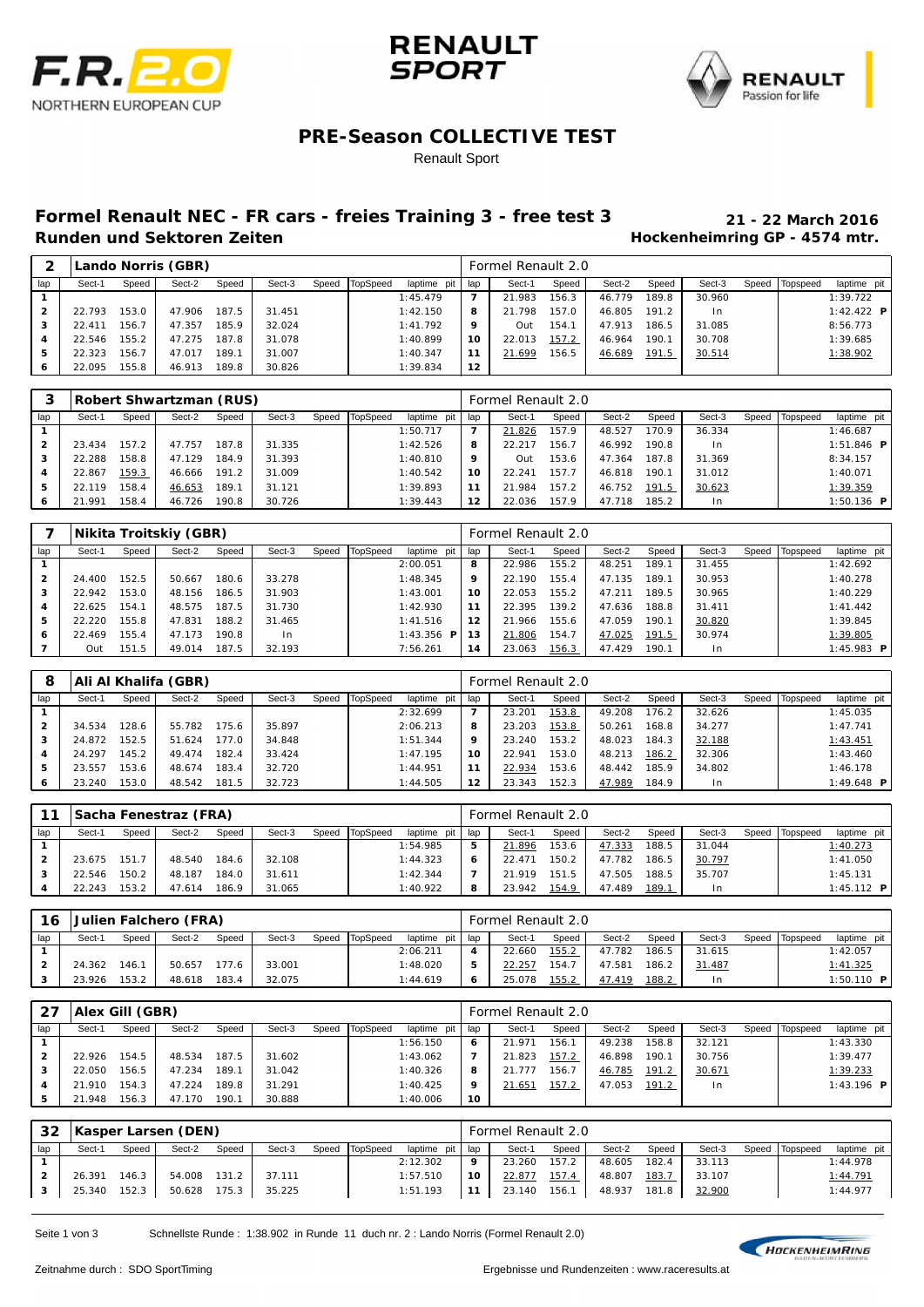# PRE-Season COLLECTIVE TEST

Renault Sport

## Formel Renault NEC - FR cars - freies Training 3 - free test 3

**Runden und Sektoren Zeiten**

**21 - 22 March 2016**

**Hockenheimring GP - 4574 mtr.**

| 2 | Lando Norris (GBR) | | | | | | | | Formel Renault 2.0 | | | | | | | | |
|---|---|---|---|---|---|---|---|---|---|---|---|---|---|---|---|---|---|
| lap | Sect-1 | Speed | Sect-2 | Speed | Sect-3 | Speed | TopSpeed | laptime pit | lap | Sect-1 | Speed | Sect-2 | Speed | Sect-3 | Speed | Topspeed | laptime pit |
| 1 | | | | | | | | 1:45.479 | 7 | 21.983 | 156.3 | 46.779 | 189.8 | 30.960 | | | 1:39.722 |
| 2 | 22.793 | 153.0 | 47.906 | 187.5 | 31.451 | | | 1:42.150 | 8 | 21.798 | 157.0 | 46.805 | 191.2 | In | | | 1:42.422 P |
| 3 | 22.411 | 156.7 | 47.357 | 185.9 | 32.024 | | | 1:41.792 | 9 | Out | 154.1 | 47.913 | 186.5 | 31.085 | | | 8:56.773 |
| 4 | 22.546 | 155.2 | 47.275 | 187.8 | 31.078 | | | 1:40.899 | 10 | 22.013 | 157.2 | 46.964 | 190.1 | 30.708 | | | 1:39.685 |
| 5 | 22.323 | 156.7 | 47.017 | 189.1 | 31.007 | | | 1:40.347 | 11 | 21.699 | 156.5 | 46.689 | 191.5 | 30.514 | | | 1:38.902 |
| 6 | 22.095 | 155.8 | 46.913 | 189.8 | 30.826 | | | 1:39.834 | 12 | | | | | | | | |

| 3 | Robert Shwartzman (RUS) | | | | | | | | Formel Renault 2.0 | | | | | | | | |
|---|---|---|---|---|---|---|---|---|---|---|---|---|---|---|---|---|---|
| lap | Sect-1 | Speed | Sect-2 | Speed | Sect-3 | Speed | TopSpeed | laptime pit | lap | Sect-1 | Speed | Sect-2 | Speed | Sect-3 | Speed | Topspeed | laptime pit |
| 1 | | | | | | | | 1:50.717 | 7 | 21.826 | 157.9 | 48.527 | 170.9 | 36.334 | | | 1:46.687 |
| 2 | 23.434 | 157.2 | 47.757 | 187.8 | 31.335 | | | 1:42.526 | 8 | 22.217 | 156.7 | 46.992 | 190.8 | In | | | 1:51.846 P |
| 3 | 22.288 | 158.8 | 47.129 | 184.9 | 31.393 | | | 1:40.810 | 9 | Out | 153.6 | 47.364 | 187.8 | 31.369 | | | 8:34.157 |
| 4 | 22.867 | 159.3 | 46.666 | 191.2 | 31.009 | | | 1:40.542 | 10 | 22.241 | 157.7 | 46.818 | 190.1 | 31.012 | | | 1:40.071 |
| 5 | 22.119 | 158.4 | 46.653 | 189.1 | 31.121 | | | 1:39.893 | 11 | 21.984 | 157.2 | 46.752 | 191.5 | 30.623 | | | 1:39.359 |
| 6 | 21.991 | 158.4 | 46.726 | 190.8 | 30.726 | | | 1:39.443 | 12 | 22.036 | 157.9 | 47.718 | 185.2 | In | | | 1:50.136 P |

| 7 | Nikita Troitskiy (GBR) | | | | | | | | Formel Renault 2.0 | | | | | | | | |
|---|---|---|---|---|---|---|---|---|---|---|---|---|---|---|---|---|---|
| lap | Sect-1 | Speed | Sect-2 | Speed | Sect-3 | Speed | TopSpeed | laptime pit | lap | Sect-1 | Speed | Sect-2 | Speed | Sect-3 | Speed | Topspeed | laptime pit |
| 1 | | | | | | | | 2:00.051 | 8 | 22.986 | 155.2 | 48.251 | 189.1 | 31.455 | | | 1:42.692 |
| 2 | 24.400 | 152.5 | 50.667 | 180.6 | 33.278 | | | 1:48.345 | 9 | 22.190 | 155.4 | 47.135 | 189.1 | 30.953 | | | 1:40.278 |
| 3 | 22.942 | 153.0 | 48.156 | 186.5 | 31.903 | | | 1:43.001 | 10 | 22.053 | 155.2 | 47.211 | 189.5 | 30.965 | | | 1:40.229 |
| 4 | 22.625 | 154.1 | 48.575 | 187.5 | 31.730 | | | 1:42.930 | 11 | 22.395 | 139.2 | 47.636 | 188.8 | 31.411 | | | 1:41.442 |
| 5 | 22.220 | 155.8 | 47.831 | 188.2 | 31.465 | | | 1:41.516 | 12 | 21.966 | 155.6 | 47.059 | 190.1 | 30.820 | | | 1:39.845 |
| 6 | 22.469 | 155.4 | 47.173 | 190.8 | In | | | 1:43.356 P | 13 | 21.806 | 154.7 | 47.025 | 191.5 | 30.974 | | | 1:39.805 |
| 7 | Out | 151.5 | 49.014 | 187.5 | 32.193 | | | 7:56.261 | 14 | 23.063 | 156.3 | 47.429 | 190.1 | In | | | 1:45.983 P |

| 8 | Ali Al Khalifa (GBR) | | | | | | | | Formel Renault 2.0 | | | | | | | | |
|---|---|---|---|---|---|---|---|---|---|---|---|---|---|---|---|---|---|
| lap | Sect-1 | Speed | Sect-2 | Speed | Sect-3 | Speed | TopSpeed | laptime pit | lap | Sect-1 | Speed | Sect-2 | Speed | Sect-3 | Speed | Topspeed | laptime pit |
| 1 | | | | | | | | 2:32.699 | 7 | 23.201 | 153.8 | 49.208 | 176.2 | 32.626 | | | 1:45.035 |
| 2 | 34.534 | 128.6 | 55.782 | 175.6 | 35.897 | | | 2:06.213 | 8 | 23.203 | 153.8 | 50.261 | 168.8 | 34.277 | | | 1:47.741 |
| 3 | 24.872 | 152.5 | 51.624 | 177.0 | 34.848 | | | 1:51.344 | 9 | 23.240 | 153.2 | 48.023 | 184.3 | 32.188 | | | 1:43.451 |
| 4 | 24.297 | 145.2 | 49.474 | 182.4 | 33.424 | | | 1:47.195 | 10 | 22.941 | 153.0 | 48.213 | 186.2 | 32.306 | | | 1:43.460 |
| 5 | 23.557 | 153.6 | 48.674 | 183.4 | 32.720 | | | 1:44.951 | 11 | 22.934 | 153.6 | 48.442 | 185.9 | 34.802 | | | 1:46.178 |
| 6 | 23.240 | 153.0 | 48.542 | 181.5 | 32.723 | | | 1:44.505 | 12 | 23.343 | 152.3 | 47.989 | 184.9 | In | | | 1:49.648 P |

| 11 | Sacha Fenestraz (FRA) | | | | | | | | Formel Renault 2.0 | | | | | | | | |
|---|---|---|---|---|---|---|---|---|---|---|---|---|---|---|---|---|---|
| lap | Sect-1 | Speed | Sect-2 | Speed | Sect-3 | Speed | TopSpeed | laptime pit | lap | Sect-1 | Speed | Sect-2 | Speed | Sect-3 | Speed | Topspeed | laptime pit |
| 1 | | | | | | | | 1:54.985 | 5 | 21.896 | 153.6 | 47.333 | 188.5 | 31.044 | | | 1:40.273 |
| 2 | 23.675 | 151.7 | 48.540 | 184.6 | 32.108 | | | 1:44.323 | 6 | 22.471 | 150.2 | 47.782 | 186.5 | 30.797 | | | 1:41.050 |
| 3 | 22.546 | 150.2 | 48.187 | 184.0 | 31.611 | | | 1:42.344 | 7 | 21.919 | 151.5 | 47.505 | 188.5 | 35.707 | | | 1:45.131 |
| 4 | 22.243 | 153.2 | 47.614 | 186.9 | 31.065 | | | 1:40.922 | 8 | 23.942 | 154.9 | 47.489 | 189.1 | In | | | 1:45.112 P |

| 16 | Julien Falchero (FRA) | | | | | | | | Formel Renault 2.0 | | | | | | | | |
|---|---|---|---|---|---|---|---|---|---|---|---|---|---|---|---|---|---|
| lap | Sect-1 | Speed | Sect-2 | Speed | Sect-3 | Speed | TopSpeed | laptime pit | lap | Sect-1 | Speed | Sect-2 | Speed | Sect-3 | Speed | Topspeed | laptime pit |
| 1 | | | | | | | | 2:06.211 | 4 | 22.660 | 155.2 | 47.782 | 186.5 | 31.615 | | | 1:42.057 |
| 2 | 24.362 | 146.1 | 50.657 | 177.6 | 33.001 | | | 1:48.020 | 5 | 22.257 | 154.7 | 47.581 | 186.2 | 31.487 | | | 1:41.325 |
| 3 | 23.926 | 153.2 | 48.618 | 183.4 | 32.075 | | | 1:44.619 | 6 | 25.078 | 155.2 | 47.419 | 188.2 | In | | | 1:50.110 P |

| 27 | Alex Gill (GBR) | | | | | | | | Formel Renault 2.0 | | | | | | | | |
|---|---|---|---|---|---|---|---|---|---|---|---|---|---|---|---|---|---|
| lap | Sect-1 | Speed | Sect-2 | Speed | Sect-3 | Speed | TopSpeed | laptime pit | lap | Sect-1 | Speed | Sect-2 | Speed | Sect-3 | Speed | Topspeed | laptime pit |
| 1 | | | | | | | | 1:56.150 | 6 | 21.971 | 156.1 | 49.238 | 158.8 | 32.121 | | | 1:43.330 |
| 2 | 22.926 | 154.5 | 48.534 | 187.5 | 31.602 | | | 1:43.062 | 7 | 21.823 | 157.2 | 46.898 | 190.1 | 30.756 | | | 1:39.477 |
| 3 | 22.050 | 156.5 | 47.234 | 189.1 | 31.042 | | | 1:40.326 | 8 | 21.777 | 156.7 | 46.785 | 191.2 | 30.671 | | | 1:39.233 |
| 4 | 21.910 | 154.3 | 47.224 | 189.8 | 31.291 | | | 1:40.425 | 9 | 21.651 | 157.2 | 47.053 | 191.2 | In | | | 1:43.196 P |
| 5 | 21.948 | 156.3 | 47.170 | 190.1 | 30.888 | | | 1:40.006 | 10 | | | | | | | | |

| 32 | Kasper Larsen (DEN) | | | | | | | | Formel Renault 2.0 | | | | | | | | |
|---|---|---|---|---|---|---|---|---|---|---|---|---|---|---|---|---|---|
| lap | Sect-1 | Speed | Sect-2 | Speed | Sect-3 | Speed | TopSpeed | laptime pit | lap | Sect-1 | Speed | Sect-2 | Speed | Sect-3 | Speed | Topspeed | laptime pit |
| 1 | | | | | | | | 2:12.302 | 9 | 23.260 | 157.2 | 48.605 | 182.4 | 33.113 | | | 1:44.978 |
| 2 | 26.391 | 146.3 | 54.008 | 131.2 | 37.111 | | | 1:57.510 | 10 | 22.877 | 157.4 | 48.807 | 183.7 | 33.107 | | | 1:44.791 |
| 3 | 25.340 | 152.3 | 50.628 | 175.3 | 35.225 | | | 1:51.193 | 11 | 23.140 | 156.1 | 48.937 | 181.8 | 32.900 | | | 1:44.977 |

Schnellste Runde : 1:38.902 in Runde 11 duch nr. 2 : Lando Norris (Formel Renault 2.0)

Zeitnahme durch : SDO SportTiming

Ergebnisse und Rundenzeiten : www.raceresults.at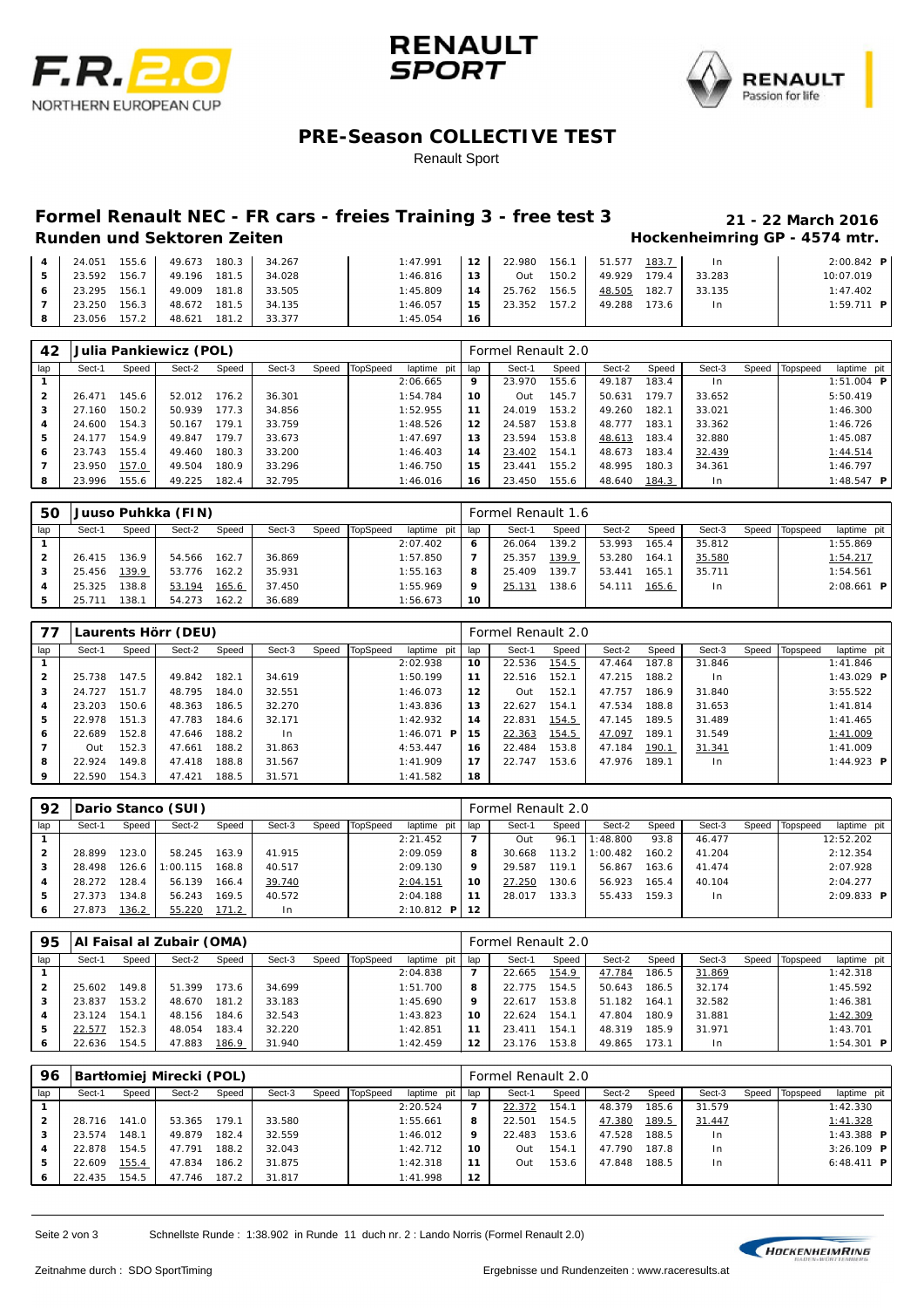# PRE-Season COLLECTIVE TEST

Renault Sport

## Formel Renault NEC - FR cars - freies Training 3 - free test 3

**Runden und Sektoren Zeiten**

**21 - 22 March 2016**

**Hockenheimring GP - 4574 mtr.**

| lap | Sect-1 | Speed | Sect-2 | Speed | Sect-3 | Speed | TopSpeed | laptime | pit | lap | Sect-1 | Speed | Sect-2 | Speed | Sect-3 | Speed | Topspeed | laptime | pit |
|---|---|---|---|---|---|---|---|---|---|---|---|---|---|---|---|---|---|---|---|
| 4 | 24.051 | 155.6 | 49.673 | 180.3 | 34.267 | | | 1:47.991 | | 12 | 22.980 | 156.1 | 51.577 | 183.7 | In | | | 2:00.842 | P |
| 5 | 23.592 | 156.7 | 49.196 | 181.5 | 34.028 | | | 1:46.816 | | 13 | Out | 150.2 | 49.929 | 179.4 | 33.283 | | | 10:07.019 | |
| 6 | 23.295 | 156.1 | 49.009 | 181.8 | 33.505 | | | 1:45.809 | | 14 | 25.762 | 156.5 | 48.505 | 182.7 | 33.135 | | | 1:47.402 | |
| 7 | 23.250 | 156.3 | 48.672 | 181.5 | 34.135 | | | 1:46.057 | | 15 | 23.352 | 157.2 | 49.288 | 173.6 | In | | | 1:59.711 | P |
| 8 | 23.056 | 157.2 | 48.621 | 181.2 | 33.377 | | | 1:45.054 | | 16 | | | | | | | | | |

### 42 Julia Pankiewicz (POL) — Formel Renault 2.0

| lap | Sect-1 | Speed | Sect-2 | Speed | Sect-3 | Speed | TopSpeed | laptime | pit | lap | Sect-1 | Speed | Sect-2 | Speed | Sect-3 | Speed | Topspeed | laptime | pit |
|---|---|---|---|---|---|---|---|---|---|---|---|---|---|---|---|---|---|---|---|
| 1 | | | | | | | | 2:06.665 | | 9 | 23.970 | 155.6 | 49.187 | 183.4 | In | | | 1:51.004 | P |
| 2 | 26.471 | 145.6 | 52.012 | 176.2 | 36.301 | | | 1:54.784 | | 10 | Out | 145.7 | 50.631 | 179.7 | 33.652 | | | 5:50.419 | |
| 3 | 27.160 | 150.2 | 50.939 | 177.3 | 34.856 | | | 1:52.955 | | 11 | 24.019 | 153.2 | 49.260 | 182.1 | 33.021 | | | 1:46.300 | |
| 4 | 24.600 | 154.3 | 50.167 | 179.1 | 33.759 | | | 1:48.526 | | 12 | 24.587 | 153.8 | 48.777 | 183.1 | 33.362 | | | 1:46.726 | |
| 5 | 24.177 | 154.9 | 49.847 | 179.7 | 33.673 | | | 1:47.697 | | 13 | 23.594 | 153.8 | 48.613 | 183.4 | 32.880 | | | 1:45.087 | |
| 6 | 23.743 | 155.4 | 49.460 | 180.3 | 33.200 | | | 1:46.403 | | 14 | 23.402 | 154.1 | 48.673 | 183.4 | 32.439 | | | 1:44.514 | |
| 7 | 23.950 | 157.0 | 49.504 | 180.9 | 33.296 | | | 1:46.750 | | 15 | 23.441 | 155.2 | 48.995 | 180.3 | 34.361 | | | 1:46.797 | |
| 8 | 23.996 | 155.6 | 49.225 | 182.4 | 32.795 | | | 1:46.016 | | 16 | 23.450 | 155.6 | 48.640 | 184.3 | In | | | 1:48.547 | P |

### 50 Juuso Puhkka (FIN) — Formel Renault 1.6

| lap | Sect-1 | Speed | Sect-2 | Speed | Sect-3 | Speed | TopSpeed | laptime | pit | lap | Sect-1 | Speed | Sect-2 | Speed | Sect-3 | Speed | Topspeed | laptime | pit |
|---|---|---|---|---|---|---|---|---|---|---|---|---|---|---|---|---|---|---|---|
| 1 | | | | | | | | 2:07.402 | | 6 | 26.064 | 139.2 | 53.993 | 165.4 | 35.812 | | | 1:55.869 | |
| 2 | 26.415 | 136.9 | 54.566 | 162.7 | 36.869 | | | 1:57.850 | | 7 | 25.357 | 139.9 | 53.280 | 164.1 | 35.580 | | | 1:54.217 | |
| 3 | 25.456 | 139.9 | 53.776 | 162.2 | 35.931 | | | 1:55.163 | | 8 | 25.409 | 139.7 | 53.441 | 165.1 | 35.711 | | | 1:54.561 | |
| 4 | 25.325 | 138.8 | 53.194 | 165.6 | 37.450 | | | 1:55.969 | | 9 | 25.131 | 138.6 | 54.111 | 165.6 | In | | | 2:08.661 | P |
| 5 | 25.711 | 138.1 | 54.273 | 162.2 | 36.689 | | | 1:56.673 | | 10 | | | | | | | | | |

### 77 Laurents Hörr (DEU) — Formel Renault 2.0

| lap | Sect-1 | Speed | Sect-2 | Speed | Sect-3 | Speed | TopSpeed | laptime | pit | lap | Sect-1 | Speed | Sect-2 | Speed | Sect-3 | Speed | Topspeed | laptime | pit |
|---|---|---|---|---|---|---|---|---|---|---|---|---|---|---|---|---|---|---|---|
| 1 | | | | | | | | 2:02.938 | | 10 | 22.536 | 154.5 | 47.464 | 187.8 | 31.846 | | | 1:41.846 | |
| 2 | 25.738 | 147.5 | 49.842 | 182.1 | 34.619 | | | 1:50.199 | | 11 | 22.516 | 152.1 | 47.215 | 188.2 | In | | | 1:43.029 | P |
| 3 | 24.727 | 151.7 | 48.795 | 184.0 | 32.551 | | | 1:46.073 | | 12 | Out | 152.1 | 47.757 | 186.9 | 31.840 | | | 3:55.522 | |
| 4 | 23.203 | 150.6 | 48.363 | 186.5 | 32.270 | | | 1:43.836 | | 13 | 22.627 | 154.1 | 47.534 | 188.8 | 31.653 | | | 1:41.814 | |
| 5 | 22.978 | 151.3 | 47.783 | 184.6 | 32.171 | | | 1:42.932 | | 14 | 22.831 | 154.5 | 47.145 | 189.5 | 31.489 | | | 1:41.465 | |
| 6 | 22.689 | 152.8 | 47.646 | 188.2 | In | | | 1:46.071 | P | 15 | 22.363 | 154.5 | 47.097 | 189.1 | 31.549 | | | 1:41.009 | |
| 7 | Out | 152.3 | 47.661 | 188.2 | 31.863 | | | 4:53.447 | | 16 | 22.484 | 153.8 | 47.184 | 190.1 | 31.341 | | | 1:41.009 | |
| 8 | 22.924 | 149.8 | 47.418 | 188.8 | 31.567 | | | 1:41.909 | | 17 | 22.747 | 153.6 | 47.976 | 189.1 | In | | | 1:44.923 | P |
| 9 | 22.590 | 154.3 | 47.421 | 188.5 | 31.571 | | | 1:41.582 | | 18 | | | | | | | | | |

### 92 Dario Stanco (SUI) — Formel Renault 2.0

| lap | Sect-1 | Speed | Sect-2 | Speed | Sect-3 | Speed | TopSpeed | laptime | pit | lap | Sect-1 | Speed | Sect-2 | Speed | Sect-3 | Speed | Topspeed | laptime | pit |
|---|---|---|---|---|---|---|---|---|---|---|---|---|---|---|---|---|---|---|---|
| 1 | | | | | | | | 2:21.452 | | 7 | Out | 96.1 | 1:48.800 | 93.8 | 46.477 | | | 12:52.202 | |
| 2 | 28.899 | 123.0 | 58.245 | 163.9 | 41.915 | | | 2:09.059 | | 8 | 30.668 | 113.2 | 1:00.482 | 160.2 | 41.204 | | | 2:12.354 | |
| 3 | 28.498 | 126.6 | 1:00.115 | 168.8 | 40.517 | | | 2:09.130 | | 9 | 29.587 | 119.1 | 56.867 | 163.6 | 41.474 | | | 2:07.928 | |
| 4 | 28.272 | 128.4 | 56.139 | 166.4 | 39.740 | | | 2:04.151 | | 10 | 27.250 | 130.6 | 56.923 | 165.4 | 40.104 | | | 2:04.277 | |
| 5 | 27.373 | 134.8 | 56.243 | 169.5 | 40.572 | | | 2:04.188 | | 11 | 28.017 | 133.3 | 55.433 | 159.3 | In | | | 2:09.833 | P |
| 6 | 27.873 | 136.2 | 55.220 | 171.2 | In | | | 2:10.812 | P | 12 | | | | | | | | | |

### 95 Al Faisal al Zubair (OMA) — Formel Renault 2.0

| lap | Sect-1 | Speed | Sect-2 | Speed | Sect-3 | Speed | TopSpeed | laptime | pit | lap | Sect-1 | Speed | Sect-2 | Speed | Sect-3 | Speed | Topspeed | laptime | pit |
|---|---|---|---|---|---|---|---|---|---|---|---|---|---|---|---|---|---|---|---|
| 1 | | | | | | | | 2:04.838 | | 7 | 22.665 | 154.9 | 47.784 | 186.5 | 31.869 | | | 1:42.318 | |
| 2 | 25.602 | 149.8 | 51.399 | 173.6 | 34.699 | | | 1:51.700 | | 8 | 22.775 | 154.5 | 50.643 | 186.5 | 32.174 | | | 1:45.592 | |
| 3 | 23.837 | 153.2 | 48.670 | 181.2 | 33.183 | | | 1:45.690 | | 9 | 22.617 | 153.8 | 51.182 | 164.1 | 32.582 | | | 1:46.381 | |
| 4 | 23.124 | 154.1 | 48.156 | 184.6 | 32.543 | | | 1:43.823 | | 10 | 22.624 | 154.1 | 47.804 | 180.9 | 31.881 | | | 1:42.309 | |
| 5 | 22.577 | 152.3 | 48.054 | 183.4 | 32.220 | | | 1:42.851 | | 11 | 23.411 | 154.1 | 48.319 | 185.9 | 31.971 | | | 1:43.701 | |
| 6 | 22.636 | 154.5 | 47.883 | 186.9 | 31.940 | | | 1:42.459 | | 12 | 23.176 | 153.8 | 49.865 | 173.1 | In | | | 1:54.301 | P |

### 96 Bartłomiej Mirecki (POL) — Formel Renault 2.0

| lap | Sect-1 | Speed | Sect-2 | Speed | Sect-3 | Speed | TopSpeed | laptime | pit | lap | Sect-1 | Speed | Sect-2 | Speed | Sect-3 | Speed | Topspeed | laptime | pit |
|---|---|---|---|---|---|---|---|---|---|---|---|---|---|---|---|---|---|---|---|
| 1 | | | | | | | | 2:20.524 | | 7 | 22.372 | 154.1 | 48.379 | 185.6 | 31.579 | | | 1:42.330 | |
| 2 | 28.716 | 141.0 | 53.365 | 179.1 | 33.580 | | | 1:55.661 | | 8 | 22.501 | 154.5 | 47.380 | 189.5 | 31.447 | | | 1:41.328 | |
| 3 | 23.574 | 148.1 | 49.879 | 182.4 | 32.559 | | | 1:46.012 | | 9 | 22.483 | 153.6 | 47.528 | 188.5 | In | | | 1:43.388 | P |
| 4 | 22.878 | 154.5 | 47.791 | 188.2 | 32.043 | | | 1:42.712 | | 10 | Out | 154.1 | 47.790 | 187.8 | In | | | 3:26.109 | P |
| 5 | 22.609 | 155.4 | 47.834 | 186.2 | 31.875 | | | 1:42.318 | | 11 | Out | 153.6 | 47.848 | 188.5 | In | | | 6:48.411 | P |
| 6 | 22.435 | 154.5 | 47.746 | 187.2 | 31.817 | | | 1:41.998 | | 12 | | | | | | | | | |

Schnellste Runde : 1:38.902 in Runde 11 duch nr. 2 : Lando Norris (Formel Renault 2.0)

Zeitnahme durch : SDO SportTiming

Ergebnisse und Rundenzeiten : www.raceresults.at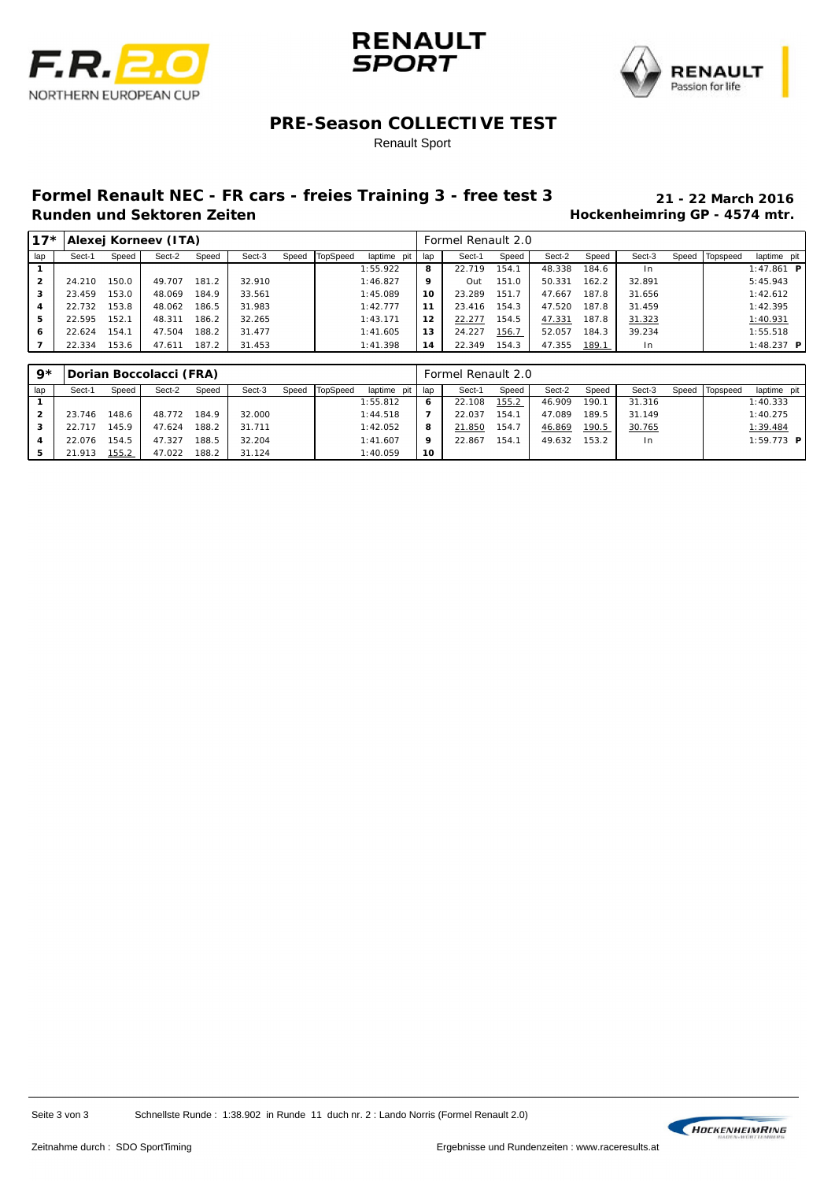# PRE-Season COLLECTIVE TEST

Renault Sport

## Formel Renault NEC - FR cars - freies Training 3 - free test 3

**21 - 22 March 2016**

### Runden und Sektoren Zeiten

**Hockenheimring GP - 4574 mtr.**

| 17* | Alexej Korneev (ITA) | | | | | | | | Formel Renault 2.0 | | | | | | | | |
|---|---|---|---|---|---|---|---|---|---|---|---|---|---|---|---|---|---|
| lap | Sect-1 | Speed | Sect-2 | Speed | Sect-3 | Speed | TopSpeed | laptime pit | lap | Sect-1 | Speed | Sect-2 | Speed | Sect-3 | Speed | Topspeed | laptime pit |
| 1 | | | | | | | | 1:55.922 | 8 | 22.719 | 154.1 | 48.338 | 184.6 | In | | | 1:47.861 P |
| 2 | 24.210 | 150.0 | 49.707 | 181.2 | 32.910 | | | 1:46.827 | 9 | Out | 151.0 | 50.331 | 162.2 | 32.891 | | | 5:45.943 |
| 3 | 23.459 | 153.0 | 48.069 | 184.9 | 33.561 | | | 1:45.089 | 10 | 23.289 | 151.7 | 47.667 | 187.8 | 31.656 | | | 1:42.612 |
| 4 | 22.732 | 153.8 | 48.062 | 186.5 | 31.983 | | | 1:42.777 | 11 | 23.416 | 154.3 | 47.520 | 187.8 | 31.459 | | | 1:42.395 |
| 5 | 22.595 | 152.1 | 48.311 | 186.2 | 32.265 | | | 1:43.171 | 12 | 22.277 | 154.5 | 47.331 | 187.8 | 31.323 | | | 1:40.931 |
| 6 | 22.624 | 154.1 | 47.504 | 188.2 | 31.477 | | | 1:41.605 | 13 | 24.227 | 156.7 | 52.057 | 184.3 | 39.234 | | | 1:55.518 |
| 7 | 22.334 | 153.6 | 47.611 | 187.2 | 31.453 | | | 1:41.398 | 14 | 22.349 | 154.3 | 47.355 | 189.1 | In | | | 1:48.237 P |

| 9* | Dorian Boccolacci (FRA) | | | | | | | | Formel Renault 2.0 | | | | | | | | |
|---|---|---|---|---|---|---|---|---|---|---|---|---|---|---|---|---|---|
| lap | Sect-1 | Speed | Sect-2 | Speed | Sect-3 | Speed | TopSpeed | laptime pit | lap | Sect-1 | Speed | Sect-2 | Speed | Sect-3 | Speed | Topspeed | laptime pit |
| 1 | | | | | | | | 1:55.812 | 6 | 22.108 | 155.2 | 46.909 | 190.1 | 31.316 | | | 1:40.333 |
| 2 | 23.746 | 148.6 | 48.772 | 184.9 | 32.000 | | | 1:44.518 | 7 | 22.037 | 154.1 | 47.089 | 189.5 | 31.149 | | | 1:40.275 |
| 3 | 22.717 | 145.9 | 47.624 | 188.2 | 31.711 | | | 1:42.052 | 8 | 21.850 | 154.7 | 46.869 | 190.5 | 30.765 | | | 1:39.484 |
| 4 | 22.076 | 154.5 | 47.327 | 188.5 | 32.204 | | | 1:41.607 | 9 | 22.867 | 154.1 | 49.632 | 153.2 | In | | | 1:59.773 P |
| 5 | 21.913 | 155.2 | 47.022 | 188.2 | 31.124 | | | 1:40.059 | 10 | | | | | | | | |

Schnellste Runde : 1:38.902 in Runde 11 duch nr. 2 : Lando Norris (Formel Renault 2.0)

Zeitnahme durch : SDO SportTiming

Ergebnisse und Rundenzeiten : www.raceresults.at